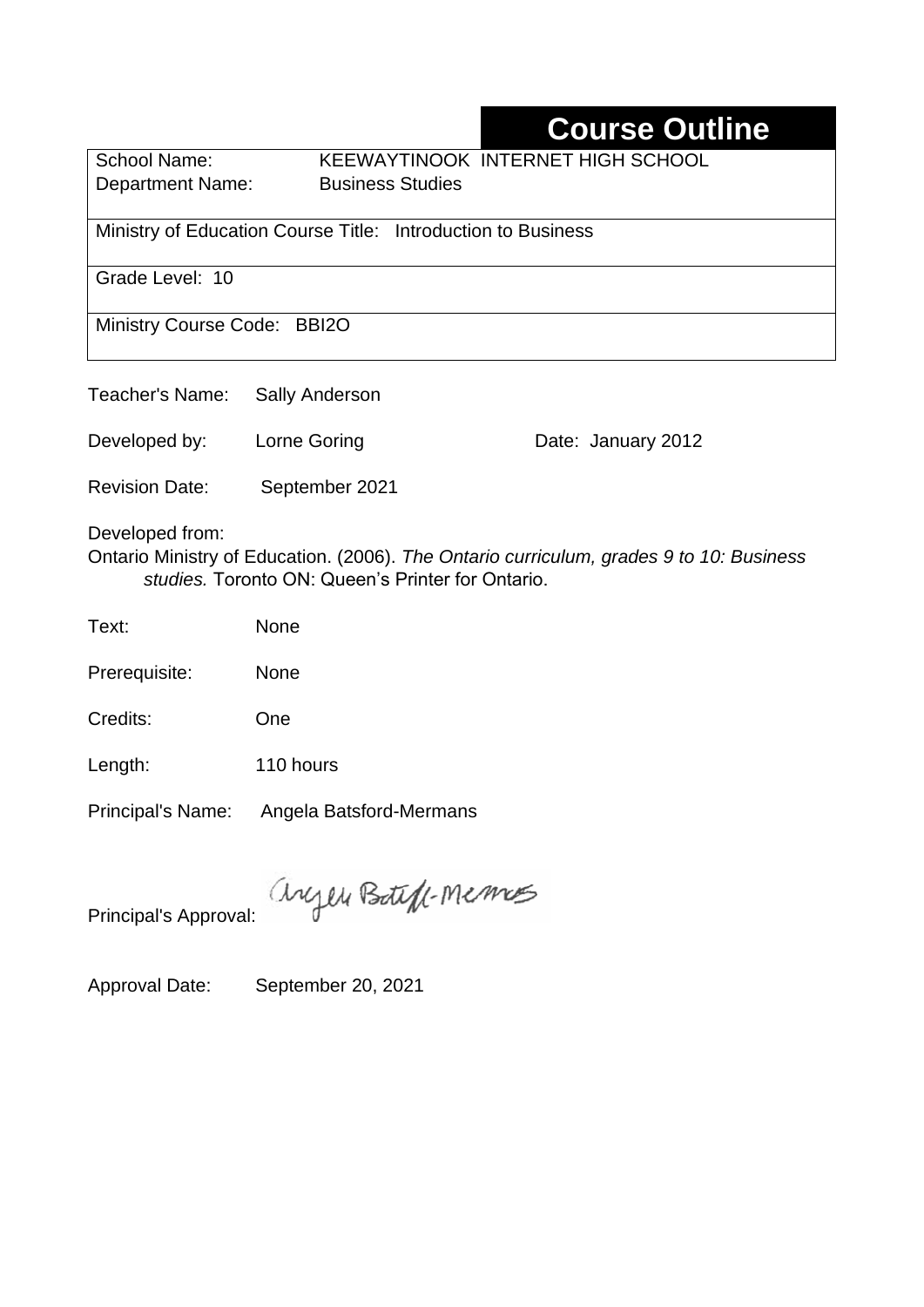# Course Outline

| | |
|---|---|
| School Name: | KEEWAYTINOOK INTERNET HIGH SCHOOL |
| Department Name: | Business Studies |
| Ministry of Education Course Title: | Introduction to Business |
| Grade Level: | 10 |
| Ministry Course Code: | BBI2O |

Teacher's Name: Sally Anderson

Developed by: Lorne Goring Date: January 2012

Revision Date: September 2021

Developed from:
Ontario Ministry of Education. (2006). *The Ontario curriculum, grades 9 to 10: Business studies.* Toronto ON: Queen's Printer for Ontario.

Text: None

Prerequisite: None

Credits: One

Length: 110 hours

Principal's Name: Angela Batsford-Mermans

Principal's Approval: Angela Batsford-Mermans

Approval Date: September 20, 2021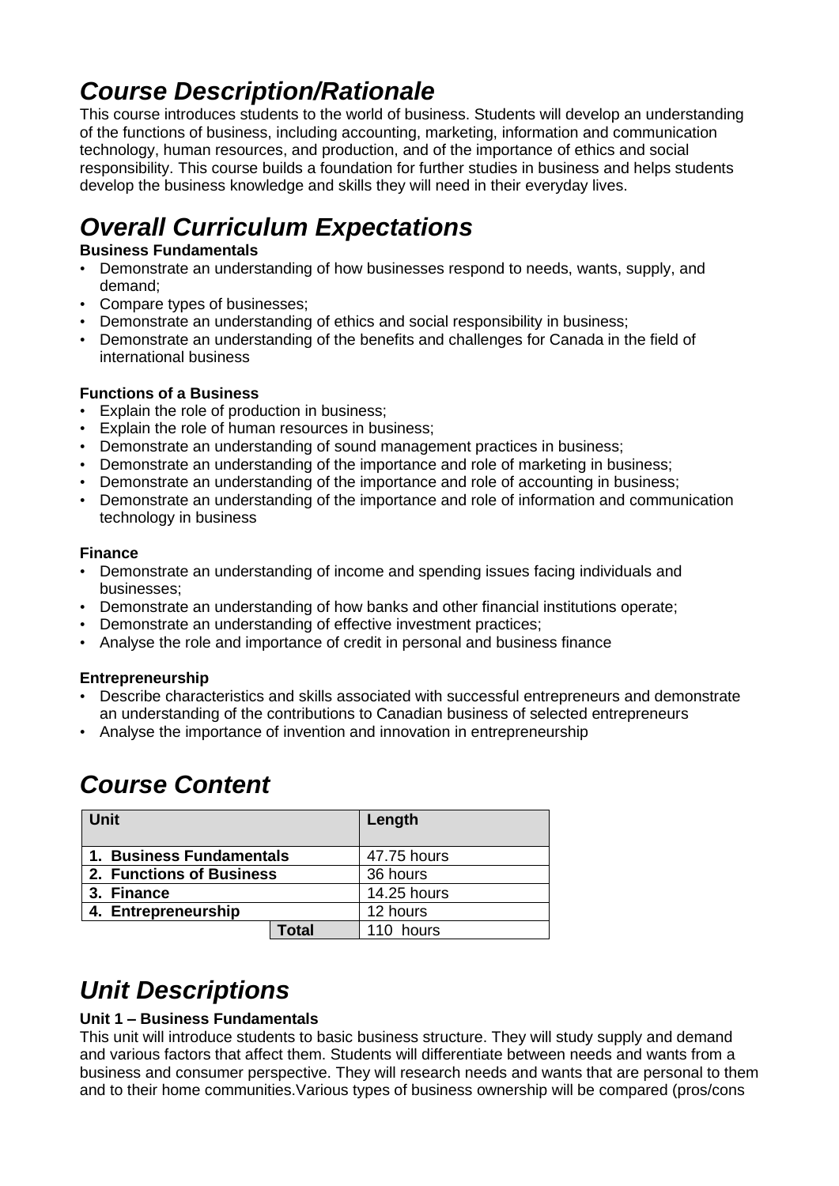# *Course Description/Rationale*

This course introduces students to the world of business. Students will develop an understanding of the functions of business, including accounting, marketing, information and communication technology, human resources, and production, and of the importance of ethics and social responsibility. This course builds a foundation for further studies in business and helps students develop the business knowledge and skills they will need in their everyday lives.

# *Overall Curriculum Expectations*

**Business Fundamentals**

- Demonstrate an understanding of how businesses respond to needs, wants, supply, and demand;
- Compare types of businesses;
- Demonstrate an understanding of ethics and social responsibility in business;
- Demonstrate an understanding of the benefits and challenges for Canada in the field of international business

**Functions of a Business**

- Explain the role of production in business;
- Explain the role of human resources in business;
- Demonstrate an understanding of sound management practices in business;
- Demonstrate an understanding of the importance and role of marketing in business;
- Demonstrate an understanding of the importance and role of accounting in business;
- Demonstrate an understanding of the importance and role of information and communication technology in business

**Finance**

- Demonstrate an understanding of income and spending issues facing individuals and businesses;
- Demonstrate an understanding of how banks and other financial institutions operate;
- Demonstrate an understanding of effective investment practices;
- Analyse the role and importance of credit in personal and business finance

**Entrepreneurship**

- Describe characteristics and skills associated with successful entrepreneurs and demonstrate an understanding of the contributions to Canadian business of selected entrepreneurs
- Analyse the importance of invention and innovation in entrepreneurship

# *Course Content*

| Unit | | Length |
|---|---|---|
| **1. Business Fundamentals** | | 47.75 hours |
| **2. Functions of Business** | | 36 hours |
| **3. Finance** | | 14.25 hours |
| **4. Entrepreneurship** | | 12 hours |
| | **Total** | 110 hours |

# *Unit Descriptions*

**Unit 1 – Business Fundamentals**

This unit will introduce students to basic business structure. They will study supply and demand and various factors that affect them. Students will differentiate between needs and wants from a business and consumer perspective. They will research needs and wants that are personal to them and to their home communities.Various types of business ownership will be compared (pros/cons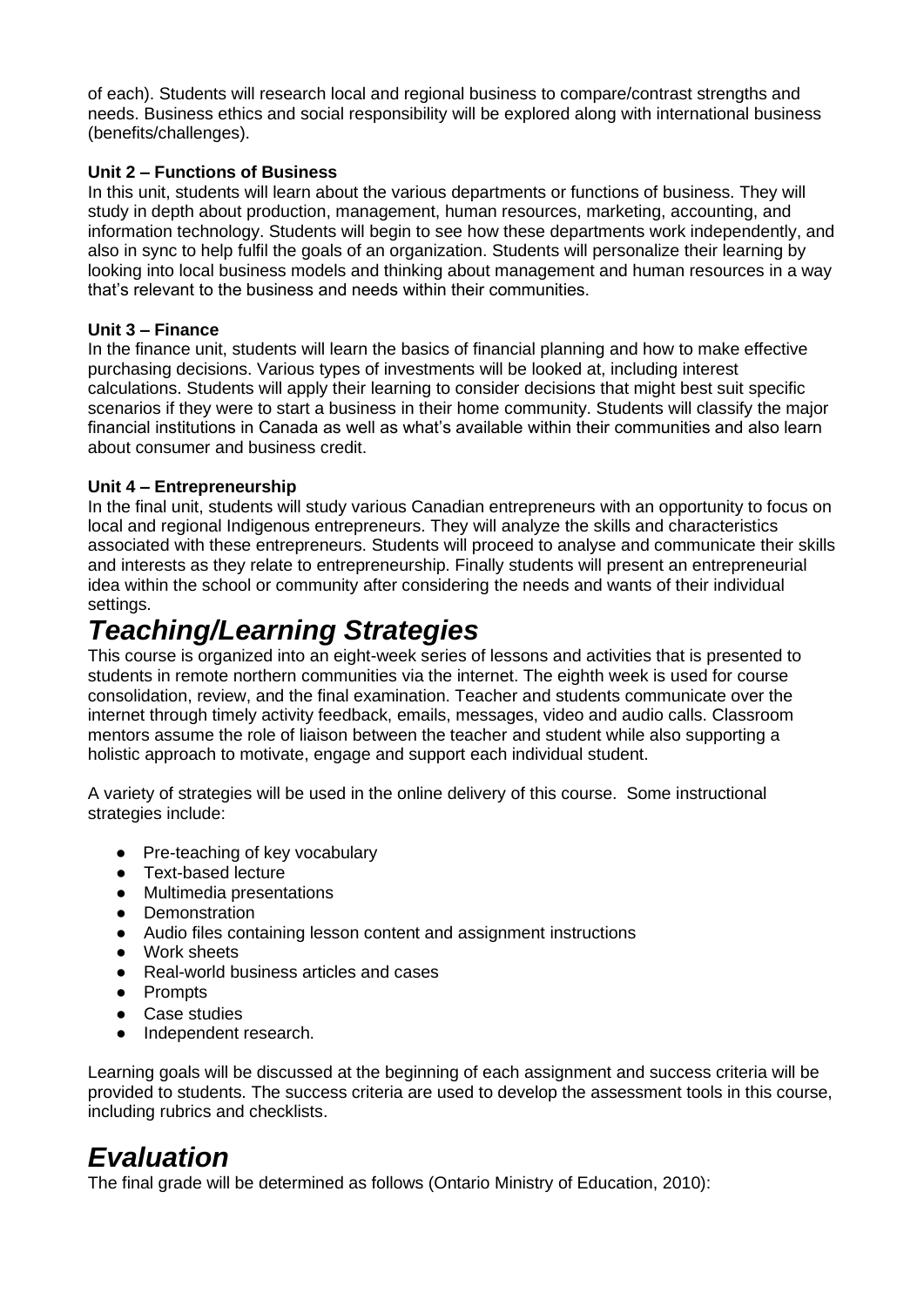of each). Students will research local and regional business to compare/contrast strengths and needs. Business ethics and social responsibility will be explored along with international business (benefits/challenges).

**Unit 2 – Functions of Business**

In this unit, students will learn about the various departments or functions of business. They will study in depth about production, management, human resources, marketing, accounting, and information technology. Students will begin to see how these departments work independently, and also in sync to help fulfil the goals of an organization. Students will personalize their learning by looking into local business models and thinking about management and human resources in a way that's relevant to the business and needs within their communities.

**Unit 3 – Finance**

In the finance unit, students will learn the basics of financial planning and how to make effective purchasing decisions. Various types of investments will be looked at, including interest calculations. Students will apply their learning to consider decisions that might best suit specific scenarios if they were to start a business in their home community. Students will classify the major financial institutions in Canada as well as what's available within their communities and also learn about consumer and business credit.

**Unit 4 – Entrepreneurship**

In the final unit, students will study various Canadian entrepreneurs with an opportunity to focus on local and regional Indigenous entrepreneurs. They will analyze the skills and characteristics associated with these entrepreneurs. Students will proceed to analyse and communicate their skills and interests as they relate to entrepreneurship. Finally students will present an entrepreneurial idea within the school or community after considering the needs and wants of their individual settings.

# *Teaching/Learning Strategies*

This course is organized into an eight-week series of lessons and activities that is presented to students in remote northern communities via the internet. The eighth week is used for course consolidation, review, and the final examination. Teacher and students communicate over the internet through timely activity feedback, emails, messages, video and audio calls. Classroom mentors assume the role of liaison between the teacher and student while also supporting a holistic approach to motivate, engage and support each individual student.

A variety of strategies will be used in the online delivery of this course. Some instructional strategies include:

- Pre-teaching of key vocabulary
- Text-based lecture
- Multimedia presentations
- Demonstration
- Audio files containing lesson content and assignment instructions
- Work sheets
- Real-world business articles and cases
- Prompts
- Case studies
- Independent research.

Learning goals will be discussed at the beginning of each assignment and success criteria will be provided to students. The success criteria are used to develop the assessment tools in this course, including rubrics and checklists.

# *Evaluation*

The final grade will be determined as follows (Ontario Ministry of Education, 2010):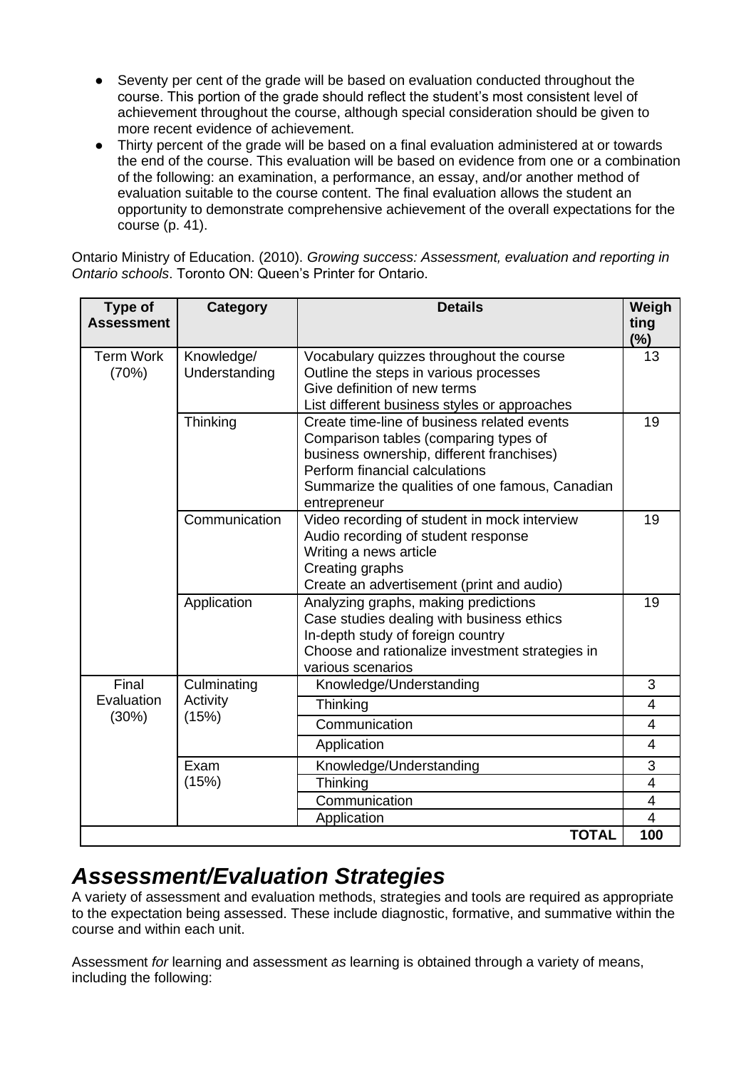- Seventy per cent of the grade will be based on evaluation conducted throughout the course. This portion of the grade should reflect the student's most consistent level of achievement throughout the course, although special consideration should be given to more recent evidence of achievement.
- Thirty percent of the grade will be based on a final evaluation administered at or towards the end of the course. This evaluation will be based on evidence from one or a combination of the following: an examination, a performance, an essay, and/or another method of evaluation suitable to the course content. The final evaluation allows the student an opportunity to demonstrate comprehensive achievement of the overall expectations for the course (p. 41).

Ontario Ministry of Education. (2010). *Growing success: Assessment, evaluation and reporting in Ontario schools*. Toronto ON: Queen's Printer for Ontario.

| Type of Assessment | Category | Details | Weighting (%) |
|---|---|---|---|
| Term Work (70%) | Knowledge/ Understanding | Vocabulary quizzes throughout the course<br>Outline the steps in various processes<br>Give definition of new terms<br>List different business styles or approaches | 13 |
| | Thinking | Create time-line of business related events<br>Comparison tables (comparing types of business ownership, different franchises)<br>Perform financial calculations<br>Summarize the qualities of one famous, Canadian entrepreneur | 19 |
| | Communication | Video recording of student in mock interview<br>Audio recording of student response<br>Writing a news article<br>Creating graphs<br>Create an advertisement (print and audio) | 19 |
| | Application | Analyzing graphs, making predictions<br>Case studies dealing with business ethics<br>In-depth study of foreign country<br>Choose and rationalize investment strategies in various scenarios | 19 |
| Final Evaluation (30%) | Culminating Activity (15%) | Knowledge/Understanding | 3 |
| | | Thinking | 4 |
| | | Communication | 4 |
| | | Application | 4 |
| | Exam (15%) | Knowledge/Understanding | 3 |
| | | Thinking | 4 |
| | | Communication | 4 |
| | | Application | 4 |
| | | **TOTAL** | **100** |

## *Assessment/Evaluation Strategies*

A variety of assessment and evaluation methods, strategies and tools are required as appropriate to the expectation being assessed. These include diagnostic, formative, and summative within the course and within each unit.

Assessment *for* learning and assessment *as* learning is obtained through a variety of means, including the following: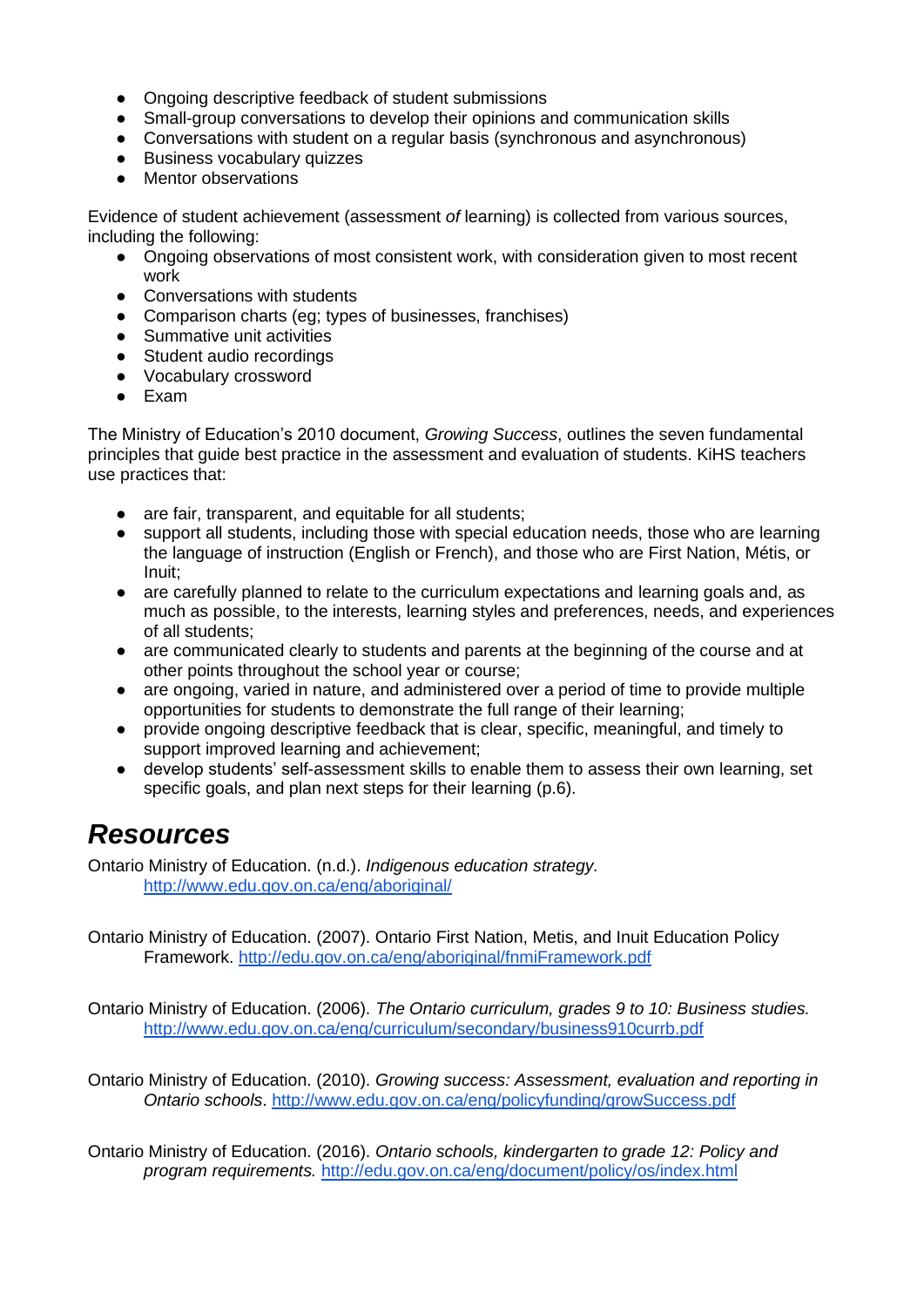- Ongoing descriptive feedback of student submissions
- Small-group conversations to develop their opinions and communication skills
- Conversations with student on a regular basis (synchronous and asynchronous)
- Business vocabulary quizzes
- Mentor observations

Evidence of student achievement (assessment *of* learning) is collected from various sources, including the following:

- Ongoing observations of most consistent work, with consideration given to most recent work
- Conversations with students
- Comparison charts (eg; types of businesses, franchises)
- Summative unit activities
- Student audio recordings
- Vocabulary crossword
- Exam

The Ministry of Education's 2010 document, *Growing Success*, outlines the seven fundamental principles that guide best practice in the assessment and evaluation of students. KiHS teachers use practices that:

- are fair, transparent, and equitable for all students;
- support all students, including those with special education needs, those who are learning the language of instruction (English or French), and those who are First Nation, Métis, or Inuit;
- are carefully planned to relate to the curriculum expectations and learning goals and, as much as possible, to the interests, learning styles and preferences, needs, and experiences of all students;
- are communicated clearly to students and parents at the beginning of the course and at other points throughout the school year or course;
- are ongoing, varied in nature, and administered over a period of time to provide multiple opportunities for students to demonstrate the full range of their learning;
- provide ongoing descriptive feedback that is clear, specific, meaningful, and timely to support improved learning and achievement;
- develop students' self-assessment skills to enable them to assess their own learning, set specific goals, and plan next steps for their learning (p.6).

# *Resources*

Ontario Ministry of Education. (n.d.). *Indigenous education strategy.* http://www.edu.gov.on.ca/eng/aboriginal/

Ontario Ministry of Education. (2007). Ontario First Nation, Metis, and Inuit Education Policy Framework. http://edu.gov.on.ca/eng/aboriginal/fnmiFramework.pdf

Ontario Ministry of Education. (2006). *The Ontario curriculum, grades 9 to 10: Business studies.* http://www.edu.gov.on.ca/eng/curriculum/secondary/business910currb.pdf

Ontario Ministry of Education. (2010). *Growing success: Assessment, evaluation and reporting in Ontario schools*. http://www.edu.gov.on.ca/eng/policyfunding/growSuccess.pdf

Ontario Ministry of Education. (2016). *Ontario schools, kindergarten to grade 12: Policy and program requirements.* http://edu.gov.on.ca/eng/document/policy/os/index.html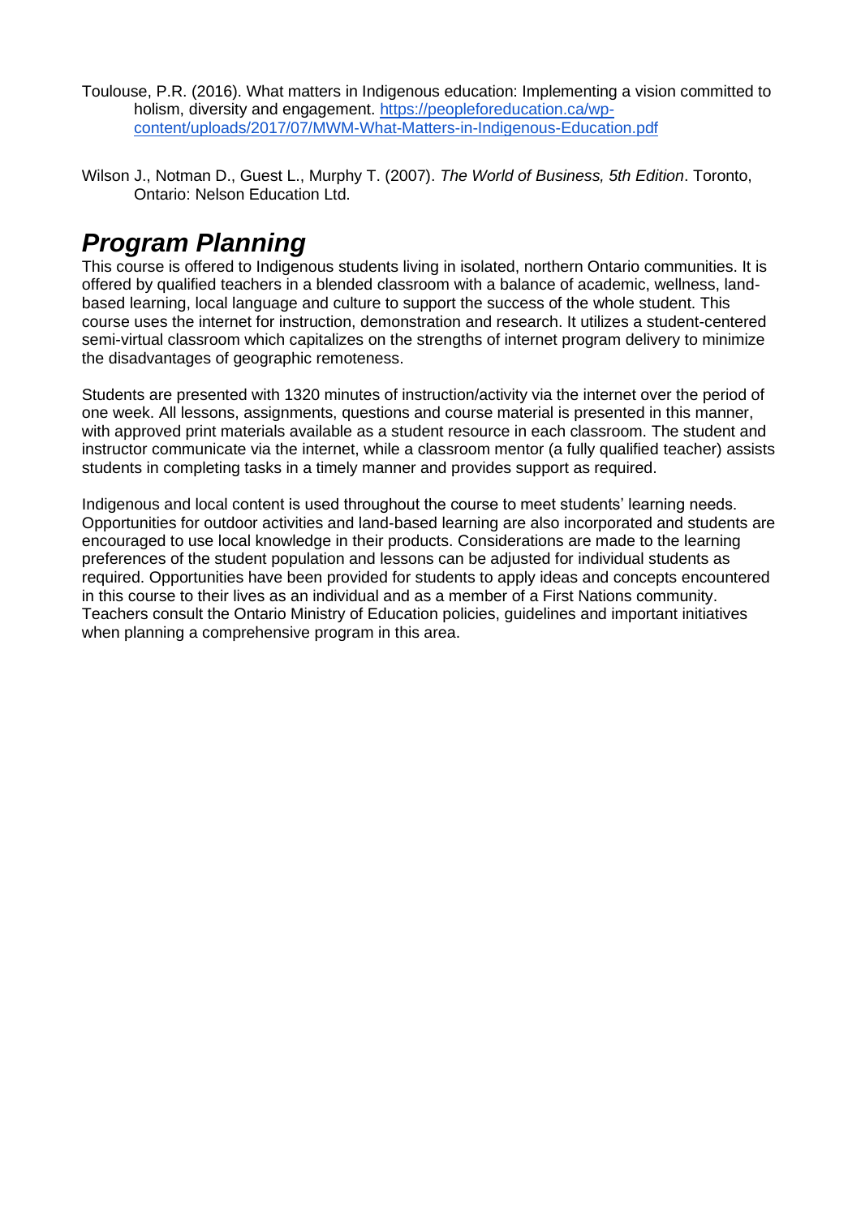Toulouse, P.R. (2016). What matters in Indigenous education: Implementing a vision committed to holism, diversity and engagement. [https://peopleforeducation.ca/wp-content/uploads/2017/07/MWM-What-Matters-in-Indigenous-Education.pdf](https://peopleforeducation.ca/wp-content/uploads/2017/07/MWM-What-Matters-in-Indigenous-Education.pdf)

Wilson J., Notman D., Guest L., Murphy T. (2007). *The World of Business, 5th Edition*. Toronto, Ontario: Nelson Education Ltd.

## *Program Planning*

This course is offered to Indigenous students living in isolated, northern Ontario communities. It is offered by qualified teachers in a blended classroom with a balance of academic, wellness, land-based learning, local language and culture to support the success of the whole student. This course uses the internet for instruction, demonstration and research. It utilizes a student-centered semi-virtual classroom which capitalizes on the strengths of internet program delivery to minimize the disadvantages of geographic remoteness.

Students are presented with 1320 minutes of instruction/activity via the internet over the period of one week. All lessons, assignments, questions and course material is presented in this manner, with approved print materials available as a student resource in each classroom. The student and instructor communicate via the internet, while a classroom mentor (a fully qualified teacher) assists students in completing tasks in a timely manner and provides support as required.

Indigenous and local content is used throughout the course to meet students' learning needs. Opportunities for outdoor activities and land-based learning are also incorporated and students are encouraged to use local knowledge in their products. Considerations are made to the learning preferences of the student population and lessons can be adjusted for individual students as required. Opportunities have been provided for students to apply ideas and concepts encountered in this course to their lives as an individual and as a member of a First Nations community. Teachers consult the Ontario Ministry of Education policies, guidelines and important initiatives when planning a comprehensive program in this area.